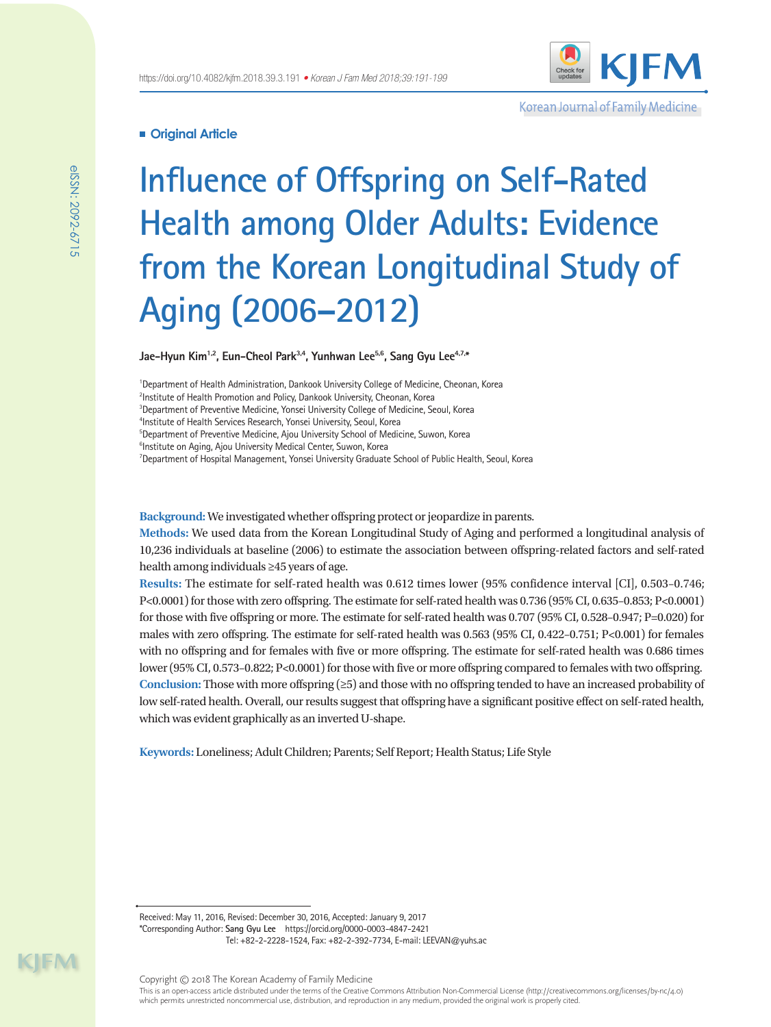Original Article

# Influence of Offspring on Self-Rated Health among Older Adults: Evidence from the Korean Longitudinal Study of Aging (2006–2012)

**Jae-Hyun Kim[1,2], Eun-Cheol Park[3,4], Yunhwan Lee[5,6], Sang Gyu Lee[4,7,*]**

[1]Department of Health Administration, Dankook University College of Medicine, Cheonan, Korea
[2]Institute of Health Promotion and Policy, Dankook University, Cheonan, Korea
[3]Department of Preventive Medicine, Yonsei University College of Medicine, Seoul, Korea
[4]Institute of Health Services Research, Yonsei University, Seoul, Korea
[5]Department of Preventive Medicine, Ajou University School of Medicine, Suwon, Korea
[6]Institute on Aging, Ajou University Medical Center, Suwon, Korea
[7]Department of Hospital Management, Yonsei University Graduate School of Public Health, Seoul, Korea

**Background:** We investigated whether offspring protect or jeopardize in parents.

**Methods:** We used data from the Korean Longitudinal Study of Aging and performed a longitudinal analysis of 10,236 individuals at baseline (2006) to estimate the association between offspring-related factors and self-rated health among individuals ≥45 years of age.

**Results:** The estimate for self-rated health was 0.612 times lower (95% confidence interval [CI], 0.503–0.746; P<0.0001) for those with zero offspring. The estimate for self-rated health was 0.736 (95% CI, 0.635–0.853; P<0.0001) for those with five offspring or more. The estimate for self-rated health was 0.707 (95% CI, 0.528–0.947; P=0.020) for males with zero offspring. The estimate for self-rated health was 0.563 (95% CI, 0.422–0.751; P<0.001) for females with no offspring and for females with five or more offspring. The estimate for self-rated health was 0.686 times lower (95% CI, 0.573–0.822; P<0.0001) for those with five or more offspring compared to females with two offspring.

**Conclusion:** Those with more offspring (≥5) and those with no offspring tended to have an increased probability of low self-rated health. Overall, our results suggest that offspring have a significant positive effect on self-rated health, which was evident graphically as an inverted U-shape.

**Keywords:** Loneliness; Adult Children; Parents; Self Report; Health Status; Life Style

Received: May 11, 2016, Revised: December 30, 2016, Accepted: January 9, 2017
*Corresponding Author: Sang Gyu Lee https://orcid.org/0000-0003-4847-2421
Tel: +82-2-2228-1524, Fax: +82-2-392-7734, E-mail: LEEVAN@yuhs.ac

Copyright © 2018 The Korean Academy of Family Medicine
This is an open-access article distributed under the terms of the Creative Commons Attribution Non-Commercial License (http://creativecommons.org/licenses/by-nc/4.0) which permits unrestricted noncommercial use, distribution, and reproduction in any medium, provided the original work is properly cited.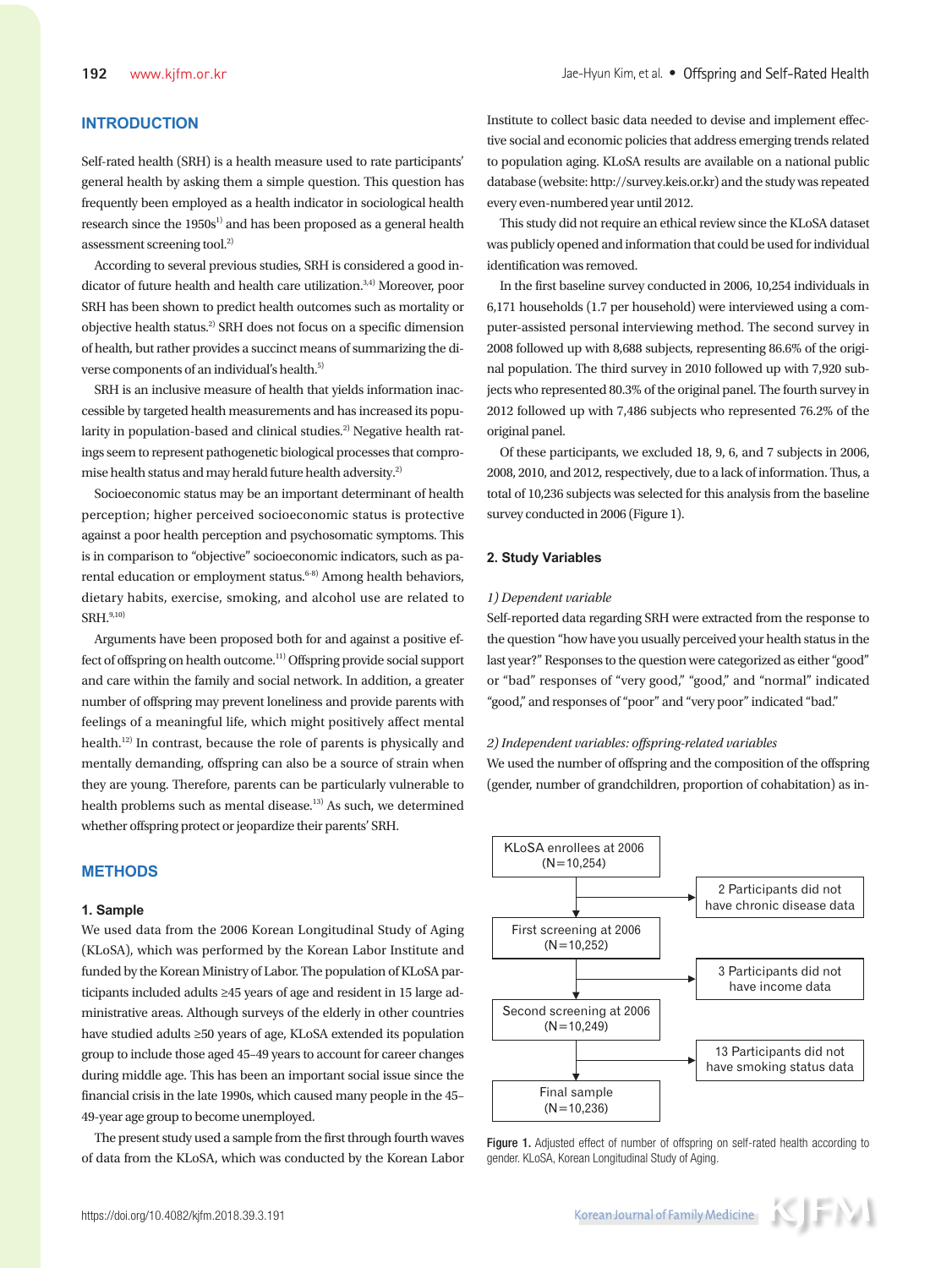## INTRODUCTION

Self-rated health (SRH) is a health measure used to rate participants' general health by asking them a simple question. This question has frequently been employed as a health indicator in sociological health research since the 1950s[1] and has been proposed as a general health assessment screening tool.[2]

According to several previous studies, SRH is considered a good indicator of future health and health care utilization.[3,4] Moreover, poor SRH has been shown to predict health outcomes such as mortality or objective health status.[2] SRH does not focus on a specific dimension of health, but rather provides a succinct means of summarizing the diverse components of an individual's health.[5]

SRH is an inclusive measure of health that yields information inaccessible by targeted health measurements and has increased its popularity in population-based and clinical studies.[2] Negative health ratings seem to represent pathogenetic biological processes that compromise health status and may herald future health adversity.[2]

Socioeconomic status may be an important determinant of health perception; higher perceived socioeconomic status is protective against a poor health perception and psychosomatic symptoms. This is in comparison to "objective" socioeconomic indicators, such as parental education or employment status.[6-8] Among health behaviors, dietary habits, exercise, smoking, and alcohol use are related to SRH.[9,10]

Arguments have been proposed both for and against a positive effect of offspring on health outcome.[11] Offspring provide social support and care within the family and social network. In addition, a greater number of offspring may prevent loneliness and provide parents with feelings of a meaningful life, which might positively affect mental health.[12] In contrast, because the role of parents is physically and mentally demanding, offspring can also be a source of strain when they are young. Therefore, parents can be particularly vulnerable to health problems such as mental disease.[13] As such, we determined whether offspring protect or jeopardize their parents' SRH.

## METHODS

### 1. Sample

We used data from the 2006 Korean Longitudinal Study of Aging (KLoSA), which was performed by the Korean Labor Institute and funded by the Korean Ministry of Labor. The population of KLoSA participants included adults ≥45 years of age and resident in 15 large administrative areas. Although surveys of the elderly in other countries have studied adults ≥50 years of age, KLoSA extended its population group to include those aged 45–49 years to account for career changes during middle age. This has been an important social issue since the financial crisis in the late 1990s, which caused many people in the 45–49-year age group to become unemployed.

The present study used a sample from the first through fourth waves of data from the KLoSA, which was conducted by the Korean Labor Institute to collect basic data needed to devise and implement effective social and economic policies that address emerging trends related to population aging. KLoSA results are available on a national public database (website: http://survey.keis.or.kr) and the study was repeated every even-numbered year until 2012.

This study did not require an ethical review since the KLoSA dataset was publicly opened and information that could be used for individual identification was removed.

In the first baseline survey conducted in 2006, 10,254 individuals in 6,171 households (1.7 per household) were interviewed using a computer-assisted personal interviewing method. The second survey in 2008 followed up with 8,688 subjects, representing 86.6% of the original population. The third survey in 2010 followed up with 7,920 subjects who represented 80.3% of the original panel. The fourth survey in 2012 followed up with 7,486 subjects who represented 76.2% of the original panel.

Of these participants, we excluded 18, 9, 6, and 7 subjects in 2006, 2008, 2010, and 2012, respectively, due to a lack of information. Thus, a total of 10,236 subjects was selected for this analysis from the baseline survey conducted in 2006 (Figure 1).

KLoSA enrollees at 2006 (N=10,254)
→ 2 Participants did not have chronic disease data
First screening at 2006 (N=10,252)
→ 3 Participants did not have income data
Second screening at 2006 (N=10,249)
→ 13 Participants did not have smoking status data
Final sample (N=10,236)

**Figure 1.** Adjusted effect of number of offspring on self-rated health according to gender. KLoSA, Korean Longitudinal Study of Aging.

### 2. Study Variables

*1) Dependent variable*

Self-reported data regarding SRH were extracted from the response to the question "how have you usually perceived your health status in the last year?" Responses to the question were categorized as either "good" or "bad" responses of "very good," "good," and "normal" indicated "good," and responses of "poor" and "very poor" indicated "bad."

*2) Independent variables: offspring-related variables*

We used the number of offspring and the composition of the offspring (gender, number of grandchildren, proportion of cohabitation) as in-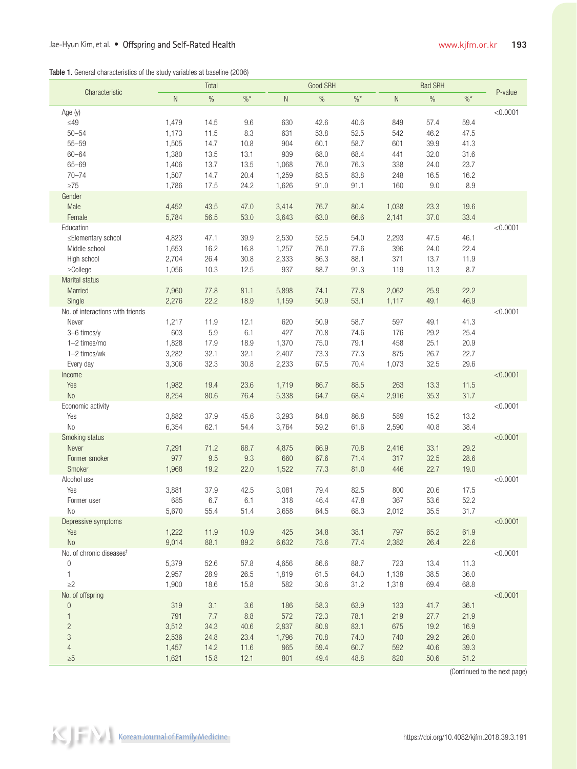**Table 1.** General characteristics of the study variables at baseline (2006)

| Characteristic | Total | | | Good SRH | | | Bad SRH | | | P-value |
|---|---|---|---|---|---|---|---|---|---|---|
| | N | % | %* | N | % | %* | N | % | %* | |
| Age (y) | | | | | | | | | | <0.0001 |
| ≤49 | 1,479 | 14.5 | 9.6 | 630 | 42.6 | 40.6 | 849 | 57.4 | 59.4 | |
| 50–54 | 1,173 | 11.5 | 8.3 | 631 | 53.8 | 52.5 | 542 | 46.2 | 47.5 | |
| 55–59 | 1,505 | 14.7 | 10.8 | 904 | 60.1 | 58.7 | 601 | 39.9 | 41.3 | |
| 60–64 | 1,380 | 13.5 | 13.1 | 939 | 68.0 | 68.4 | 441 | 32.0 | 31.6 | |
| 65–69 | 1,406 | 13.7 | 13.5 | 1,068 | 76.0 | 76.3 | 338 | 24.0 | 23.7 | |
| 70–74 | 1,507 | 14.7 | 20.4 | 1,259 | 83.5 | 83.8 | 248 | 16.5 | 16.2 | |
| ≥75 | 1,786 | 17.5 | 24.2 | 1,626 | 91.0 | 91.1 | 160 | 9.0 | 8.9 | |
| Gender | | | | | | | | | | |
| Male | 4,452 | 43.5 | 47.0 | 3,414 | 76.7 | 80.4 | 1,038 | 23.3 | 19.6 | |
| Female | 5,784 | 56.5 | 53.0 | 3,643 | 63.0 | 66.6 | 2,141 | 37.0 | 33.4 | |
| Education | | | | | | | | | | <0.0001 |
| ≤Elementary school | 4,823 | 47.1 | 39.9 | 2,530 | 52.5 | 54.0 | 2,293 | 47.5 | 46.1 | |
| Middle school | 1,653 | 16.2 | 16.8 | 1,257 | 76.0 | 77.6 | 396 | 24.0 | 22.4 | |
| High school | 2,704 | 26.4 | 30.8 | 2,333 | 86.3 | 88.1 | 371 | 13.7 | 11.9 | |
| ≥College | 1,056 | 10.3 | 12.5 | 937 | 88.7 | 91.3 | 119 | 11.3 | 8.7 | |
| Marital status | | | | | | | | | | |
| Married | 7,960 | 77.8 | 81.1 | 5,898 | 74.1 | 77.8 | 2,062 | 25.9 | 22.2 | |
| Single | 2,276 | 22.2 | 18.9 | 1,159 | 50.9 | 53.1 | 1,117 | 49.1 | 46.9 | |
| No. of interactions with friends | | | | | | | | | | <0.0001 |
| Never | 1,217 | 11.9 | 12.1 | 620 | 50.9 | 58.7 | 597 | 49.1 | 41.3 | |
| 3–6 times/y | 603 | 5.9 | 6.1 | 427 | 70.8 | 74.6 | 176 | 29.2 | 25.4 | |
| 1–2 times/mo | 1,828 | 17.9 | 18.9 | 1,370 | 75.0 | 79.1 | 458 | 25.1 | 20.9 | |
| 1–2 times/wk | 3,282 | 32.1 | 32.1 | 2,407 | 73.3 | 77.3 | 875 | 26.7 | 22.7 | |
| Every day | 3,306 | 32.3 | 30.8 | 2,233 | 67.5 | 70.4 | 1,073 | 32.5 | 29.6 | |
| Income | | | | | | | | | | <0.0001 |
| Yes | 1,982 | 19.4 | 23.6 | 1,719 | 86.7 | 88.5 | 263 | 13.3 | 11.5 | |
| No | 8,254 | 80.6 | 76.4 | 5,338 | 64.7 | 68.4 | 2,916 | 35.3 | 31.7 | |
| Economic activity | | | | | | | | | | <0.0001 |
| Yes | 3,882 | 37.9 | 45.6 | 3,293 | 84.8 | 86.8 | 589 | 15.2 | 13.2 | |
| No | 6,354 | 62.1 | 54.4 | 3,764 | 59.2 | 61.6 | 2,590 | 40.8 | 38.4 | |
| Smoking status | | | | | | | | | | <0.0001 |
| Never | 7,291 | 71.2 | 68.7 | 4,875 | 66.9 | 70.8 | 2,416 | 33.1 | 29.2 | |
| Former smoker | 977 | 9.5 | 9.3 | 660 | 67.6 | 71.4 | 317 | 32.5 | 28.6 | |
| Smoker | 1,968 | 19.2 | 22.0 | 1,522 | 77.3 | 81.0 | 446 | 22.7 | 19.0 | |
| Alcohol use | | | | | | | | | | <0.0001 |
| Yes | 3,881 | 37.9 | 42.5 | 3,081 | 79.4 | 82.5 | 800 | 20.6 | 17.5 | |
| Former user | 685 | 6.7 | 6.1 | 318 | 46.4 | 47.8 | 367 | 53.6 | 52.2 | |
| No | 5,670 | 55.4 | 51.4 | 3,658 | 64.5 | 68.3 | 2,012 | 35.5 | 31.7 | |
| Depressive symptoms | | | | | | | | | | <0.0001 |
| Yes | 1,222 | 11.9 | 10.9 | 425 | 34.8 | 38.1 | 797 | 65.2 | 61.9 | |
| No | 9,014 | 88.1 | 89.2 | 6,632 | 73.6 | 77.4 | 2,382 | 26.4 | 22.6 | |
| No. of chronic diseases† | | | | | | | | | | <0.0001 |
| 0 | 5,379 | 52.6 | 57.8 | 4,656 | 86.6 | 88.7 | 723 | 13.4 | 11.3 | |
| 1 | 2,957 | 28.9 | 26.5 | 1,819 | 61.5 | 64.0 | 1,138 | 38.5 | 36.0 | |
| ≥2 | 1,900 | 18.6 | 15.8 | 582 | 30.6 | 31.2 | 1,318 | 69.4 | 68.8 | |
| No. of offspring | | | | | | | | | | <0.0001 |
| 0 | 319 | 3.1 | 3.6 | 186 | 58.3 | 63.9 | 133 | 41.7 | 36.1 | |
| 1 | 791 | 7.7 | 8.8 | 572 | 72.3 | 78.1 | 219 | 27.7 | 21.9 | |
| 2 | 3,512 | 34.3 | 40.6 | 2,837 | 80.8 | 83.1 | 675 | 19.2 | 16.9 | |
| 3 | 2,536 | 24.8 | 23.4 | 1,796 | 70.8 | 74.0 | 740 | 29.2 | 26.0 | |
| 4 | 1,457 | 14.2 | 11.6 | 865 | 59.4 | 60.7 | 592 | 40.6 | 39.3 | |
| ≥5 | 1,621 | 15.8 | 12.1 | 801 | 49.4 | 48.8 | 820 | 50.6 | 51.2 | |

(Continued to the next page)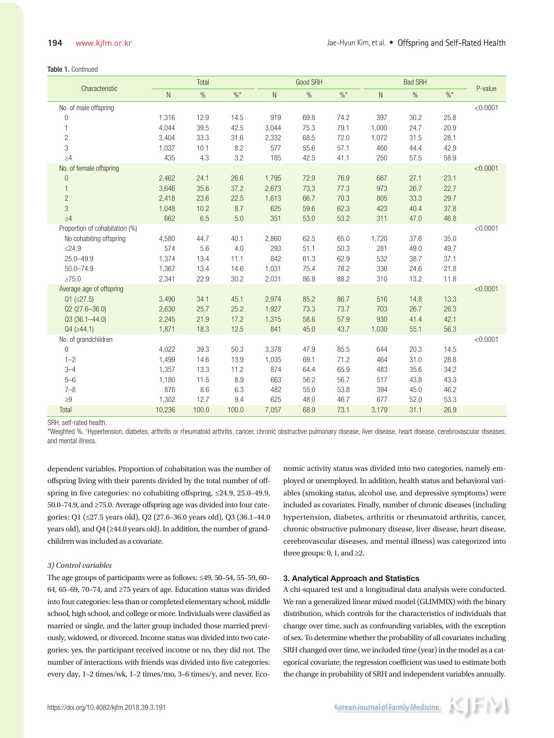**Table 1.** Continued

| Characteristic | Total | | | Good SRH | | | Bad SRH | | | P-value |
|---|---|---|---|---|---|---|---|---|---|---|
| | N | % | %* | N | % | %* | N | % | %* | |
| No. of male offspring | | | | | | | | | | <0.0001 |
| 0 | 1,316 | 12.9 | 14.5 | 919 | 69.8 | 74.2 | 397 | 30.2 | 25.8 | |
| 1 | 4,044 | 39.5 | 42.5 | 3,044 | 75.3 | 79.1 | 1,000 | 24.7 | 20.9 | |
| 2 | 3,404 | 33.3 | 31.6 | 2,332 | 68.5 | 72.0 | 1,072 | 31.5 | 28.1 | |
| 3 | 1,037 | 10.1 | 8.2 | 577 | 55.6 | 57.1 | 460 | 44.4 | 42.9 | |
| ≥4 | 435 | 4.3 | 3.2 | 185 | 42.5 | 41.1 | 250 | 57.5 | 58.9 | |
| No. of female offspring | | | | | | | | | | <0.0001 |
| 0 | 2,462 | 24.1 | 26.6 | 1,795 | 72.9 | 76.9 | 667 | 27.1 | 23.1 | |
| 1 | 3,646 | 35.6 | 37.2 | 2,673 | 73.3 | 77.3 | 973 | 26.7 | 22.7 | |
| 2 | 2,418 | 23.6 | 22.5 | 1,613 | 66.7 | 70.3 | 805 | 33.3 | 29.7 | |
| 3 | 1,048 | 10.2 | 8.7 | 625 | 59.6 | 62.3 | 423 | 40.4 | 37.8 | |
| ≥4 | 662 | 6.5 | 5.0 | 351 | 53.0 | 53.2 | 311 | 47.0 | 46.8 | |
| Proportion of cohabitation (%) | | | | | | | | | | <0.0001 |
| No cohabiting offspring | 4,580 | 44.7 | 40.1 | 2,860 | 62.5 | 65.0 | 1,720 | 37.6 | 35.0 | |
| ≤24.9 | 574 | 5.6 | 4.0 | 293 | 51.1 | 50.3 | 281 | 49.0 | 49.7 | |
| 25.0–49.9 | 1,374 | 13.4 | 11.1 | 842 | 61.3 | 62.9 | 532 | 38.7 | 37.1 | |
| 50.0–74.9 | 1,367 | 13.4 | 14.6 | 1,031 | 75.4 | 78.2 | 336 | 24.6 | 21.8 | |
| ≥75.0 | 2,341 | 22.9 | 30.2 | 2,031 | 86.8 | 88.2 | 310 | 13.2 | 11.8 | |
| Average age of offspring | | | | | | | | | | <0.0001 |
| Q1 (≤27.5) | 3,490 | 34.1 | 45.1 | 2,974 | 85.2 | 86.7 | 516 | 14.8 | 13.3 | |
| Q2 (27.6–36.0) | 2,630 | 25.7 | 25.2 | 1,927 | 73.3 | 73.7 | 703 | 26.7 | 26.3 | |
| Q3 (36.1–44.0) | 2,245 | 21.9 | 17.2 | 1,315 | 58.6 | 57.9 | 930 | 41.4 | 42.1 | |
| Q4 (≥44.1) | 1,871 | 18.3 | 12.5 | 841 | 45.0 | 43.7 | 1,030 | 55.1 | 56.3 | |
| No. of grandchildren | | | | | | | | | | <0.0001 |
| 0 | 4,022 | 39.3 | 50.3 | 3,378 | 47.9 | 85.5 | 644 | 20.3 | 14.5 | |
| 1–2 | 1,499 | 14.6 | 13.9 | 1,035 | 69.1 | 71.2 | 464 | 31.0 | 28.8 | |
| 3–4 | 1,357 | 13.3 | 11.2 | 874 | 64.4 | 65.9 | 483 | 35.6 | 34.2 | |
| 5–6 | 1,180 | 11.5 | 8.9 | 663 | 56.2 | 56.7 | 517 | 43.8 | 43.3 | |
| 7–8 | 876 | 8.6 | 6.3 | 482 | 55.0 | 53.8 | 394 | 45.0 | 46.2 | |
| ≥9 | 1,302 | 12.7 | 9.4 | 625 | 48.0 | 46.7 | 677 | 52.0 | 53.3 | |
| Total | 10,236 | 100.0 | 100.0 | 7,057 | 68.9 | 73.1 | 3,179 | 31.1 | 26.9 | |

SRH, self-rated health.
*Weighted %. †Hypertension, diabetes, arthritis or rheumatoid arthritis, cancer, chronic obstructive pulmonary disease, liver disease, heart disease, cerebrovascular diseases, and mental illness.

dependent variables. Proportion of cohabitation was the number of offspring living with their parents divided by the total number of offspring in five categories: no cohabiting offspring, ≤24.9, 25.0–49.9, 50.0–74.9, and ≥75.0. Average offspring age was divided into four categories: Q1 (≤27.5 years old), Q2 (27.6–36.0 years old), Q3 (36.1–44.0 years old), and Q4 (≥44.0 years old). In addition, the number of grandchildren was included as a covariate.

*3) Control variables*

The age groups of participants were as follows: ≤49, 50–54, 55–59, 60–64, 65–69, 70–74, and ≥75 years of age. Education status was divided into four categories: less than or completed elementary school, middle school, high school, and college or more. Individuals were classified as married or single, and the latter group included those married previously, widowed, or divorced. Income status was divided into two categories: yes, the participant received income or no, they did not. The number of interactions with friends was divided into five categories: every day, 1–2 times/wk, 1–2 times/mo, 3–6 times/y, and never. Economic activity status was divided into two categories, namely employed or unemployed. In addition, health status and behavioral variables (smoking status, alcohol use, and depressive symptoms) were included as covariates. Finally, number of chronic diseases (including hypertension, diabetes, arthritis or rheumatoid arthritis, cancer, chronic obstructive pulmonary disease, liver disease, heart disease, cerebrovascular diseases, and mental illness) was categorized into three groups: 0, 1, and ≥2.

### 3. Analytical Approach and Statistics

A chi-squared test and a longitudinal data analysis were conducted. We ran a generalized linear mixed model (GLIMMIX) with the binary distribution, which controls for the characteristics of individuals that change over time, such as confounding variables, with the exception of sex. To determine whether the probability of all covariates including SRH changed over time, we included time (year) in the model as a categorical covariate; the regression coefficient was used to estimate both the change in probability of SRH and independent variables annually.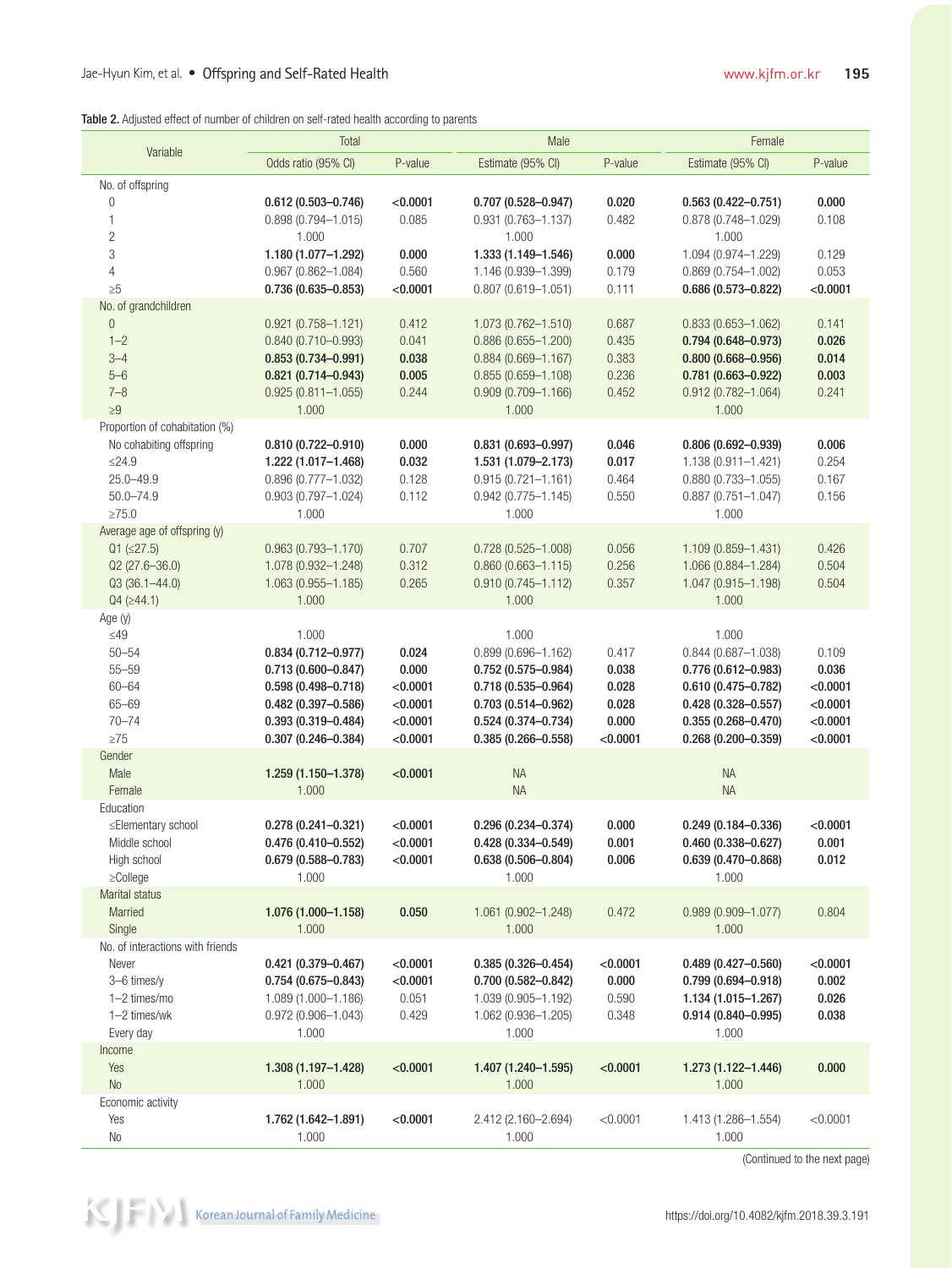**Table 2.** Adjusted effect of number of children on self-rated health according to parents

| Variable | Total | | Male | | Female | |
|---|---|---|---|---|---|---|
| | Odds ratio (95% CI) | P-value | Estimate (95% CI) | P-value | Estimate (95% CI) | P-value |
| No. of offspring | | | | | | |
| 0 | **0.612 (0.503–0.746)** | **<0.0001** | **0.707 (0.528–0.947)** | **0.020** | **0.563 (0.422–0.751)** | **0.000** |
| 1 | 0.898 (0.794–1.015) | 0.085 | 0.931 (0.763–1.137) | 0.482 | 0.878 (0.748–1.029) | 0.108 |
| 2 | 1.000 | | 1.000 | | 1.000 | |
| 3 | **1.180 (1.077–1.292)** | **0.000** | **1.333 (1.149–1.546)** | **0.000** | 1.094 (0.974–1.229) | 0.129 |
| 4 | 0.967 (0.862–1.084) | 0.560 | 1.146 (0.939–1.399) | 0.179 | 0.869 (0.754–1.002) | 0.053 |
| ≥5 | **0.736 (0.635–0.853)** | **<0.0001** | 0.807 (0.619–1.051) | 0.111 | **0.686 (0.573–0.822)** | **<0.0001** |
| No. of grandchildren | | | | | | |
| 0 | 0.921 (0.758–1.121) | 0.412 | 1.073 (0.762–1.510) | 0.687 | 0.833 (0.653–1.062) | 0.141 |
| 1–2 | 0.840 (0.710–0.993) | 0.041 | 0.886 (0.655–1.200) | 0.435 | **0.794 (0.648–0.973)** | **0.026** |
| 3–4 | **0.853 (0.734–0.991)** | **0.038** | 0.884 (0.669–1.167) | 0.383 | **0.800 (0.668–0.956)** | **0.014** |
| 5–6 | **0.821 (0.714–0.943)** | **0.005** | 0.855 (0.659–1.108) | 0.236 | **0.781 (0.663–0.922)** | **0.003** |
| 7–8 | 0.925 (0.811–1.055) | 0.244 | 0.909 (0.709–1.166) | 0.452 | 0.912 (0.782–1.064) | 0.241 |
| ≥9 | 1.000 | | 1.000 | | 1.000 | |
| Proportion of cohabitation (%) | | | | | | |
| No cohabiting offspring | **0.810 (0.722–0.910)** | **0.000** | **0.831 (0.693–0.997)** | **0.046** | **0.806 (0.692–0.939)** | **0.006** |
| ≤24.9 | **1.222 (1.017–1.468)** | **0.032** | **1.531 (1.079–2.173)** | **0.017** | 1.138 (0.911–1.421) | 0.254 |
| 25.0–49.9 | 0.896 (0.777–1.032) | 0.128 | 0.915 (0.721–1.161) | 0.464 | 0.880 (0.733–1.055) | 0.167 |
| 50.0–74.9 | 0.903 (0.797–1.024) | 0.112 | 0.942 (0.775–1.145) | 0.550 | 0.887 (0.751–1.047) | 0.156 |
| ≥75.0 | 1.000 | | 1.000 | | 1.000 | |
| Average age of offspring (y) | | | | | | |
| Q1 (≤27.5) | 0.963 (0.793–1.170) | 0.707 | 0.728 (0.525–1.008) | 0.056 | 1.109 (0.859–1.431) | 0.426 |
| Q2 (27.6–36.0) | 1.078 (0.932–1.248) | 0.312 | 0.860 (0.663–1.115) | 0.256 | 1.066 (0.884–1.284) | 0.504 |
| Q3 (36.1–44.0) | 1.063 (0.955–1.185) | 0.265 | 0.910 (0.745–1.112) | 0.357 | 1.047 (0.915–1.198) | 0.504 |
| Q4 (≥44.1) | 1.000 | | 1.000 | | 1.000 | |
| Age (y) | | | | | | |
| ≤49 | 1.000 | | 1.000 | | 1.000 | |
| 50–54 | **0.834 (0.712–0.977)** | **0.024** | 0.899 (0.696–1.162) | 0.417 | 0.844 (0.687–1.038) | 0.109 |
| 55–59 | **0.713 (0.600–0.847)** | **0.000** | **0.752 (0.575–0.984)** | **0.038** | **0.776 (0.612–0.983)** | **0.036** |
| 60–64 | **0.598 (0.498–0.718)** | **<0.0001** | **0.718 (0.535–0.964)** | **0.028** | **0.610 (0.475–0.782)** | **<0.0001** |
| 65–69 | **0.482 (0.397–0.586)** | **<0.0001** | **0.703 (0.514–0.962)** | **0.028** | **0.428 (0.328–0.557)** | **<0.0001** |
| 70–74 | **0.393 (0.319–0.484)** | **<0.0001** | **0.524 (0.374–0.734)** | **0.000** | **0.355 (0.268–0.470)** | **<0.0001** |
| ≥75 | **0.307 (0.246–0.384)** | **<0.0001** | **0.385 (0.266–0.558)** | **<0.0001** | **0.268 (0.200–0.359)** | **<0.0001** |
| Gender | | | | | | |
| Male | **1.259 (1.150–1.378)** | **<0.0001** | NA | | NA | |
| Female | 1.000 | | NA | | NA | |
| Education | | | | | | |
| ≤Elementary school | **0.278 (0.241–0.321)** | **<0.0001** | **0.296 (0.234–0.374)** | **0.000** | **0.249 (0.184–0.336)** | **<0.0001** |
| Middle school | **0.476 (0.410–0.552)** | **<0.0001** | **0.428 (0.334–0.549)** | **0.001** | **0.460 (0.338–0.627)** | **0.001** |
| High school | **0.679 (0.588–0.783)** | **<0.0001** | **0.638 (0.506–0.804)** | **0.006** | **0.639 (0.470–0.868)** | **0.012** |
| ≥College | 1.000 | | 1.000 | | 1.000 | |
| Marital status | | | | | | |
| Married | **1.076 (1.000–1.158)** | **0.050** | 1.061 (0.902–1.248) | 0.472 | 0.989 (0.909–1.077) | 0.804 |
| Single | 1.000 | | 1.000 | | 1.000 | |
| No. of interactions with friends | | | | | | |
| Never | **0.421 (0.379–0.467)** | **<0.0001** | **0.385 (0.326–0.454)** | **<0.0001** | **0.489 (0.427–0.560)** | **<0.0001** |
| 3–6 times/y | **0.754 (0.675–0.843)** | **<0.0001** | **0.700 (0.582–0.842)** | **0.000** | **0.799 (0.694–0.918)** | **0.002** |
| 1–2 times/mo | 1.089 (1.000–1.186) | 0.051 | 1.039 (0.905–1.192) | 0.590 | **1.134 (1.015–1.267)** | **0.026** |
| 1–2 times/wk | 0.972 (0.906–1.043) | 0.429 | 1.062 (0.936–1.205) | 0.348 | **0.914 (0.840–0.995)** | **0.038** |
| Every day | 1.000 | | 1.000 | | 1.000 | |
| Income | | | | | | |
| Yes | **1.308 (1.197–1.428)** | **<0.0001** | **1.407 (1.240–1.595)** | **<0.0001** | **1.273 (1.122–1.446)** | **0.000** |
| No | 1.000 | | 1.000 | | 1.000 | |
| Economic activity | | | | | | |
| Yes | **1.762 (1.642–1.891)** | **<0.0001** | 2.412 (2.160–2.694) | <0.0001 | 1.413 (1.286–1.554) | <0.0001 |
| No | 1.000 | | 1.000 | | 1.000 | |

(Continued to the next page)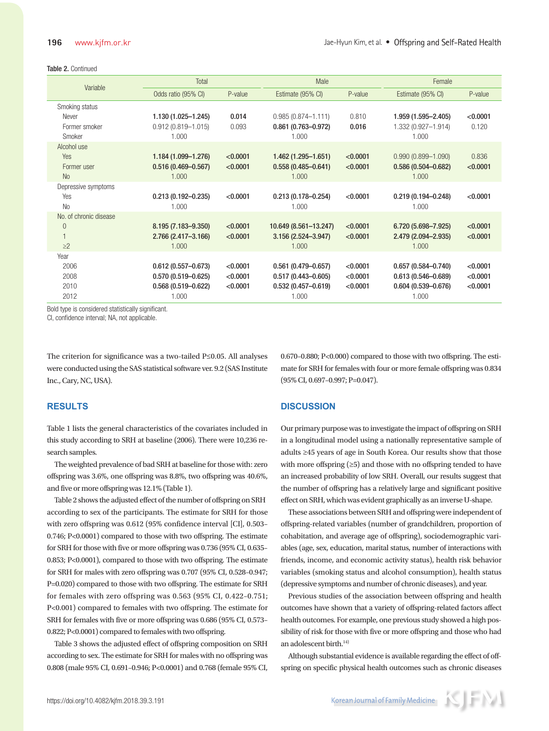Table 2. Continued

| Variable | Total | | Male | | Female | |
|---|---|---|---|---|---|---|
| | Odds ratio (95% CI) | P-value | Estimate (95% CI) | P-value | Estimate (95% CI) | P-value |
| Smoking status | | | | | | |
| Never | **1.130 (1.025–1.245)** | **0.014** | 0.985 (0.874–1.111) | 0.810 | **1.959 (1.595–2.405)** | **<0.0001** |
| Former smoker | 0.912 (0.819–1.015) | 0.093 | **0.861 (0.763–0.972)** | **0.016** | 1.332 (0.927–1.914) | 0.120 |
| Smoker | 1.000 | | 1.000 | | 1.000 | |
| Alcohol use | | | | | | |
| Yes | **1.184 (1.099–1.276)** | **<0.0001** | **1.462 (1.295–1.651)** | **<0.0001** | 0.990 (0.899–1.090) | 0.836 |
| Former user | **0.516 (0.469–0.567)** | **<0.0001** | **0.558 (0.485–0.641)** | **<0.0001** | **0.586 (0.504–0.682)** | **<0.0001** |
| No | 1.000 | | 1.000 | | 1.000 | |
| Depressive symptoms | | | | | | |
| Yes | **0.213 (0.192–0.235)** | **<0.0001** | **0.213 (0.178–0.254)** | **<0.0001** | **0.219 (0.194–0.248)** | **<0.0001** |
| No | 1.000 | | 1.000 | | 1.000 | |
| No. of chronic disease | | | | | | |
| 0 | **8.195 (7.183–9.350)** | **<0.0001** | **10.649 (8.561–13.247)** | **<0.0001** | **6.720 (5.698–7.925)** | **<0.0001** |
| 1 | **2.766 (2.417–3.166)** | **<0.0001** | **3.156 (2.524–3.947)** | **<0.0001** | **2.479 (2.094–2.935)** | **<0.0001** |
| ≥2 | 1.000 | | 1.000 | | 1.000 | |
| Year | | | | | | |
| 2006 | **0.612 (0.557–0.673)** | **<0.0001** | **0.561 (0.479–0.657)** | **<0.0001** | **0.657 (0.584–0.740)** | **<0.0001** |
| 2008 | **0.570 (0.519–0.625)** | **<0.0001** | **0.517 (0.443–0.605)** | **<0.0001** | **0.613 (0.546–0.689)** | **<0.0001** |
| 2010 | **0.568 (0.519–0.622)** | **<0.0001** | **0.532 (0.457–0.619)** | **<0.0001** | **0.604 (0.539–0.676)** | **<0.0001** |
| 2012 | 1.000 | | 1.000 | | 1.000 | |

Bold type is considered statistically significant.
CI, confidence interval; NA, not applicable.

The criterion for significance was a two-tailed P≤0.05. All analyses were conducted using the SAS statistical software ver. 9.2 (SAS Institute Inc., Cary, NC, USA).

## RESULTS

Table 1 lists the general characteristics of the covariates included in this study according to SRH at baseline (2006). There were 10,236 research samples.

The weighted prevalence of bad SRH at baseline for those with: zero offspring was 3.6%, one offspring was 8.8%, two offspring was 40.6%, and five or more offspring was 12.1% (Table 1).

Table 2 shows the adjusted effect of the number of offspring on SRH according to sex of the participants. The estimate for SRH for those with zero offspring was 0.612 (95% confidence interval [CI], 0.503–0.746; P<0.0001) compared to those with two offspring. The estimate for SRH for those with five or more offspring was 0.736 (95% CI, 0.635–0.853; P<0.0001), compared to those with two offspring. The estimate for SRH for males with zero offspring was 0.707 (95% CI, 0.528–0.947; P=0.020) compared to those with two offspring. The estimate for SRH for females with zero offspring was 0.563 (95% CI, 0.422–0.751; P<0.001) compared to females with two offspring. The estimate for SRH for females with five or more offspring was 0.686 (95% CI, 0.573–0.822; P<0.0001) compared to females with two offspring.

Table 3 shows the adjusted effect of offspring composition on SRH according to sex. The estimate for SRH for males with no offspring was 0.808 (male 95% CI, 0.691–0.946; P<0.0001) and 0.768 (female 95% CI, 0.670–0.880; P<0.000) compared to those with two offspring. The estimate for SRH for females with four or more female offspring was 0.834 (95% CI, 0.697–0.997; P=0.047).

## DISCUSSION

Our primary purpose was to investigate the impact of offspring on SRH in a longitudinal model using a nationally representative sample of adults ≥45 years of age in South Korea. Our results show that those with more offspring (≥5) and those with no offspring tended to have an increased probability of low SRH. Overall, our results suggest that the number of offspring has a relatively large and significant positive effect on SRH, which was evident graphically as an inverse U-shape.

These associations between SRH and offspring were independent of offspring-related variables (number of grandchildren, proportion of cohabitation, and average age of offspring), sociodemographic variables (age, sex, education, marital status, number of interactions with friends, income, and economic activity status), health risk behavior variables (smoking status and alcohol consumption), health status (depressive symptoms and number of chronic diseases), and year.

Previous studies of the association between offspring and health outcomes have shown that a variety of offspring-related factors affect health outcomes. For example, one previous study showed a high possibility of risk for those with five or more offspring and those who had an adolescent birth.[14]

Although substantial evidence is available regarding the effect of offspring on specific physical health outcomes such as chronic diseases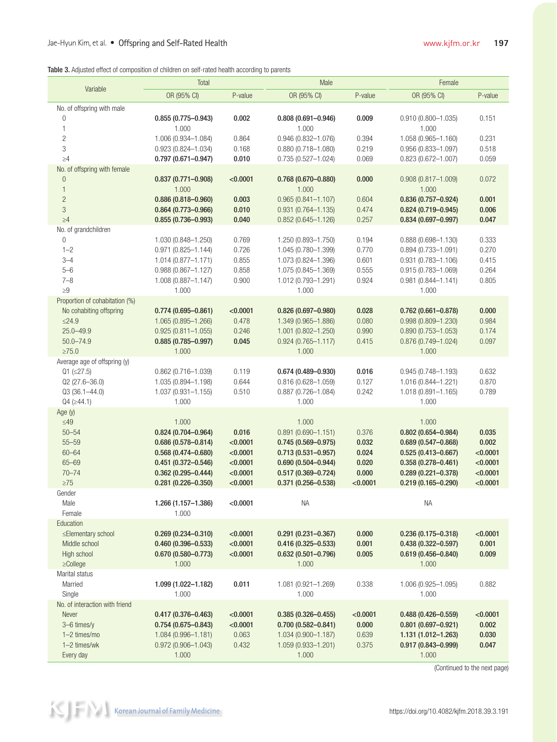**Table 3.** Adjusted effect of composition of children on self-rated health according to parents

| Variable | Total | | Male | | Female | |
|---|---|---|---|---|---|---|
| | OR (95% CI) | P-value | OR (95% CI) | P-value | OR (95% CI) | P-value |
| No. of offspring with male | | | | | | |
| 0 | **0.855 (0.775–0.943)** | **0.002** | **0.808 (0.691–0.946)** | **0.009** | 0.910 (0.800–1.035) | 0.151 |
| 1 | 1.000 | | 1.000 | | 1.000 | |
| 2 | 1.006 (0.934–1.084) | 0.864 | 0.946 (0.832–1.076) | 0.394 | 1.058 (0.965–1.160) | 0.231 |
| 3 | 0.923 (0.824–1.034) | 0.168 | 0.880 (0.718–1.080) | 0.219 | 0.956 (0.833–1.097) | 0.518 |
| ≥4 | **0.797 (0.671–0.947)** | **0.010** | 0.735 (0.527–1.024) | 0.069 | 0.823 (0.672–1.007) | 0.059 |
| No. of offspring with female | | | | | | |
| 0 | **0.837 (0.771–0.908)** | **<0.0001** | **0.768 (0.670–0.880)** | **0.000** | 0.908 (0.817–1.009) | 0.072 |
| 1 | 1.000 | | 1.000 | | 1.000 | |
| 2 | **0.886 (0.818–0.960)** | **0.003** | 0.965 (0.841–1.107) | 0.604 | **0.836 (0.757–0.924)** | **0.001** |
| 3 | **0.864 (0.773–0.966)** | **0.010** | 0.931 (0.764–1.135) | 0.474 | **0.824 (0.719–0.945)** | **0.006** |
| ≥4 | **0.855 (0.736–0.993)** | **0.040** | 0.852 (0.645–1.126) | 0.257 | **0.834 (0.697–0.997)** | **0.047** |
| No. of grandchildren | | | | | | |
| 0 | 1.030 (0.848–1.250) | 0.769 | 1.250 (0.893–1.750) | 0.194 | 0.888 (0.698–1.130) | 0.333 |
| 1–2 | 0.971 (0.825–1.144) | 0.726 | 1.045 (0.780–1.399) | 0.770 | 0.894 (0.733–1.091) | 0.270 |
| 3–4 | 1.014 (0.877–1.171) | 0.855 | 1.073 (0.824–1.396) | 0.601 | 0.931 (0.783–1.106) | 0.415 |
| 5–6 | 0.988 (0.867–1.127) | 0.858 | 1.075 (0.845–1.369) | 0.555 | 0.915 (0.783–1.069) | 0.264 |
| 7–8 | 1.008 (0.887–1.147) | 0.900 | 1.012 (0.793–1.291) | 0.924 | 0.981 (0.844–1.141) | 0.805 |
| ≥9 | 1.000 | | 1.000 | | 1.000 | |
| Proportion of cohabitation (%) | | | | | | |
| No cohabiting offspring | **0.774 (0.695–0.861)** | **<0.0001** | **0.826 (0.697–0.980)** | **0.028** | **0.762 (0.661–0.878)** | **0.000** |
| ≤24.9 | 1.065 (0.895–1.266) | 0.478 | 1.349 (0.965–1.886) | 0.080 | 0.998 (0.809–1.230) | 0.984 |
| 25.0–49.9 | 0.925 (0.811–1.055) | 0.246 | 1.001 (0.802–1.250) | 0.990 | 0.890 (0.753–1.053) | 0.174 |
| 50.0–74.9 | **0.885 (0.785–0.997)** | **0.045** | 0.924 (0.765–1.117) | 0.415 | 0.876 (0.749–1.024) | 0.097 |
| ≥75.0 | 1.000 | | 1.000 | | 1.000 | |
| Average age of offspring (y) | | | | | | |
| Q1 (≤27.5) | 0.862 (0.716–1.039) | 0.119 | **0.674 (0.489–0.930)** | **0.016** | 0.945 (0.748–1.193) | 0.632 |
| Q2 (27.6–36.0) | 1.035 (0.894–1.198) | 0.644 | 0.816 (0.628–1.059) | 0.127 | 1.016 (0.844–1.221) | 0.870 |
| Q3 (36.1–44.0) | 1.037 (0.931–1.155) | 0.510 | 0.887 (0.726–1.084) | 0.242 | 1.018 (0.891–1.165) | 0.789 |
| Q4 (≥44.1) | 1.000 | | 1.000 | | 1.000 | |
| Age (y) | | | | | | |
| ≤49 | 1.000 | | 1.000 | | 1.000 | |
| 50–54 | **0.824 (0.704–0.964)** | **0.016** | 0.891 (0.690–1.151) | 0.376 | **0.802 (0.654–0.984)** | **0.035** |
| 55–59 | **0.686 (0.578–0.814)** | **<0.0001** | **0.745 (0.569–0.975)** | **0.032** | **0.689 (0.547–0.868)** | **0.002** |
| 60–64 | **0.568 (0.474–0.680)** | **<0.0001** | **0.713 (0.531–0.957)** | **0.024** | **0.525 (0.413–0.667)** | **<0.0001** |
| 65–69 | **0.451 (0.372–0.546)** | **<0.0001** | **0.690 (0.504–0.944)** | **0.020** | **0.358 (0.278–0.461)** | **<0.0001** |
| 70–74 | **0.362 (0.295–0.444)** | **<0.0001** | **0.517 (0.369–0.724)** | **0.000** | **0.289 (0.221–0.378)** | **<0.0001** |
| ≥75 | **0.281 (0.226–0.350)** | **<0.0001** | **0.371 (0.256–0.538)** | **<0.0001** | **0.219 (0.165–0.290)** | **<0.0001** |
| Gender | | | | | | |
| Male | **1.266 (1.157–1.386)** | **<0.0001** | NA | | NA | |
| Female | 1.000 | | | | | |
| Education | | | | | | |
| ≤Elementary school | **0.269 (0.234–0.310)** | **<0.0001** | **0.291 (0.231–0.367)** | **0.000** | **0.236 (0.175–0.318)** | **<0.0001** |
| Middle school | **0.460 (0.396–0.533)** | **<0.0001** | **0.416 (0.325–0.533)** | **0.001** | **0.438 (0.322–0.597)** | **0.001** |
| High school | **0.670 (0.580–0.773)** | **<0.0001** | **0.632 (0.501–0.796)** | **0.005** | **0.619 (0.456–0.840)** | **0.009** |
| ≥College | 1.000 | | 1.000 | | 1.000 | |
| Marital status | | | | | | |
| Married | **1.099 (1.022–1.182)** | **0.011** | 1.081 (0.921–1.269) | 0.338 | 1.006 (0.925–1.095) | 0.882 |
| Single | 1.000 | | 1.000 | | 1.000 | |
| No. of interaction with friend | | | | | | |
| Never | **0.417 (0.376–0.463)** | **<0.0001** | **0.385 (0.326–0.455)** | **<0.0001** | **0.488 (0.426–0.559)** | **<0.0001** |
| 3–6 times/y | **0.754 (0.675–0.843)** | **<0.0001** | **0.700 (0.582–0.841)** | **0.000** | **0.801 (0.697–0.921)** | **0.002** |
| 1–2 times/mo | 1.084 (0.996–1.181) | 0.063 | 1.034 (0.900–1.187) | 0.639 | **1.131 (1.012–1.263)** | **0.030** |
| 1–2 times/wk | 0.972 (0.906–1.043) | 0.432 | 1.059 (0.933–1.201) | 0.375 | **0.917 (0.843–0.999)** | **0.047** |
| Every day | 1.000 | | 1.000 | | 1.000 | |

(Continued to the next page)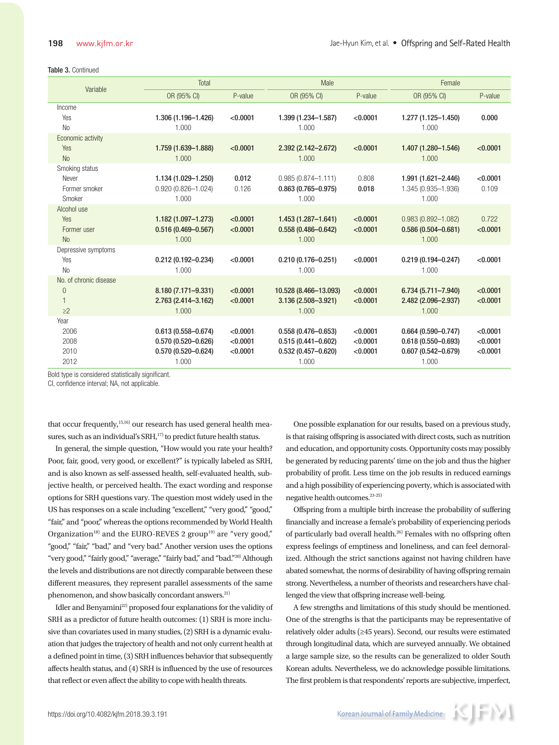Table 3. Continued

| Variable | Total | | Male | | Female | |
|---|---|---|---|---|---|---|
| | OR (95% CI) | P-value | OR (95% CI) | P-value | OR (95% CI) | P-value |
| Income | | | | | | |
| Yes | **1.306 (1.196–1.426)** | **<0.0001** | **1.399 (1.234–1.587)** | **<0.0001** | **1.277 (1.125–1.450)** | **0.000** |
| No | 1.000 | | 1.000 | | 1.000 | |
| Economic activity | | | | | | |
| Yes | **1.759 (1.639–1.888)** | **<0.0001** | **2.392 (2.142–2.672)** | **<0.0001** | **1.407 (1.280–1.546)** | **<0.0001** |
| No | 1.000 | | 1.000 | | 1.000 | |
| Smoking status | | | | | | |
| Never | **1.134 (1.029–1.250)** | **0.012** | 0.985 (0.874–1.111) | 0.808 | **1.991 (1.621–2.446)** | **<0.0001** |
| Former smoker | 0.920 (0.826–1.024) | 0.126 | **0.863 (0.765–0.975)** | **0.018** | 1.345 (0.935–1.936) | 0.109 |
| Smoker | 1.000 | | 1.000 | | 1.000 | |
| Alcohol use | | | | | | |
| Yes | **1.182 (1.097–1.273)** | **<0.0001** | **1.453 (1.287–1.641)** | **<0.0001** | 0.983 (0.892–1.082) | 0.722 |
| Former user | **0.516 (0.469–0.567)** | **<0.0001** | **0.558 (0.486–0.642)** | **<0.0001** | **0.586 (0.504–0.681)** | **<0.0001** |
| No | 1.000 | | 1.000 | | 1.000 | |
| Depressive symptoms | | | | | | |
| Yes | **0.212 (0.192–0.234)** | **<0.0001** | **0.210 (0.176–0.251)** | **<0.0001** | **0.219 (0.194–0.247)** | **<0.0001** |
| No | 1.000 | | 1.000 | | 1.000 | |
| No. of chronic disease | | | | | | |
| 0 | **8.180 (7.171–9.331)** | **<0.0001** | **10.528 (8.466–13.093)** | **<0.0001** | **6.734 (5.711–7.940)** | **<0.0001** |
| 1 | **2.763 (2.414–3.162)** | **<0.0001** | **3.136 (2.508–3.921)** | **<0.0001** | **2.482 (2.096–2.937)** | **<0.0001** |
| ≥2 | 1.000 | | 1.000 | | 1.000 | |
| Year | | | | | | |
| 2006 | **0.613 (0.558–0.674)** | **<0.0001** | **0.558 (0.476–0.653)** | **<0.0001** | **0.664 (0.590–0.747)** | **<0.0001** |
| 2008 | **0.570 (0.520–0.626)** | **<0.0001** | **0.515 (0.441–0.602)** | **<0.0001** | **0.618 (0.550–0.693)** | **<0.0001** |
| 2010 | **0.570 (0.520–0.624)** | **<0.0001** | **0.532 (0.457–0.620)** | **<0.0001** | **0.607 (0.542–0.679)** | **<0.0001** |
| 2012 | 1.000 | | 1.000 | | 1.000 | |

Bold type is considered statistically significant.
CI, confidence interval; NA, not applicable.

that occur frequently,[15,16] our research has used general health measures, such as an individual's SRH,[17] to predict future health status.

In general, the simple question, "How would you rate your health? Poor, fair, good, very good, or excellent?" is typically labeled as SRH, and is also known as self-assessed health, self-evaluated health, subjective health, or perceived health. The exact wording and response options for SRH questions vary. The question most widely used in the US has responses on a scale including "excellent," "very good," "good," "fair," and "poor," whereas the options recommended by World Health Organization[18] and the EURO-REVES 2 group[19] are "very good," "good," "fair," "bad," and "very bad." Another version uses the options "very good," "fairly good," "average," "fairly bad," and "bad."[20] Although the levels and distributions are not directly comparable between these different measures, they represent parallel assessments of the same phenomenon, and show basically concordant answers.[21]

Idler and Benyamini[22] proposed four explanations for the validity of SRH as a predictor of future health outcomes: (1) SRH is more inclusive than covariates used in many studies, (2) SRH is a dynamic evaluation that judges the trajectory of health and not only current health at a defined point in time, (3) SRH influences behavior that subsequently affects health status, and (4) SRH is influenced by the use of resources that reflect or even affect the ability to cope with health threats.

One possible explanation for our results, based on a previous study, is that raising offspring is associated with direct costs, such as nutrition and education, and opportunity costs. Opportunity costs may possibly be generated by reducing parents' time on the job and thus the higher probability of profit. Less time on the job results in reduced earnings and a high possibility of experiencing poverty, which is associated with negative health outcomes.[23-25)]

Offspring from a multiple birth increase the probability of suffering financially and increase a female's probability of experiencing periods of particularly bad overall health.[26] Females with no offspring often express feelings of emptiness and loneliness, and can feel demoralized. Although the strict sanctions against not having children have abated somewhat, the norms of desirability of having offspring remain strong. Nevertheless, a number of theorists and researchers have challenged the view that offspring increase well-being.

A few strengths and limitations of this study should be mentioned. One of the strengths is that the participants may be representative of relatively older adults (≥45 years). Second, our results were estimated through longitudinal data, which are surveyed annually. We obtained a large sample size, so the results can be generalized to older South Korean adults. Nevertheless, we do acknowledge possible limitations. The first problem is that respondents' reports are subjective, imperfect,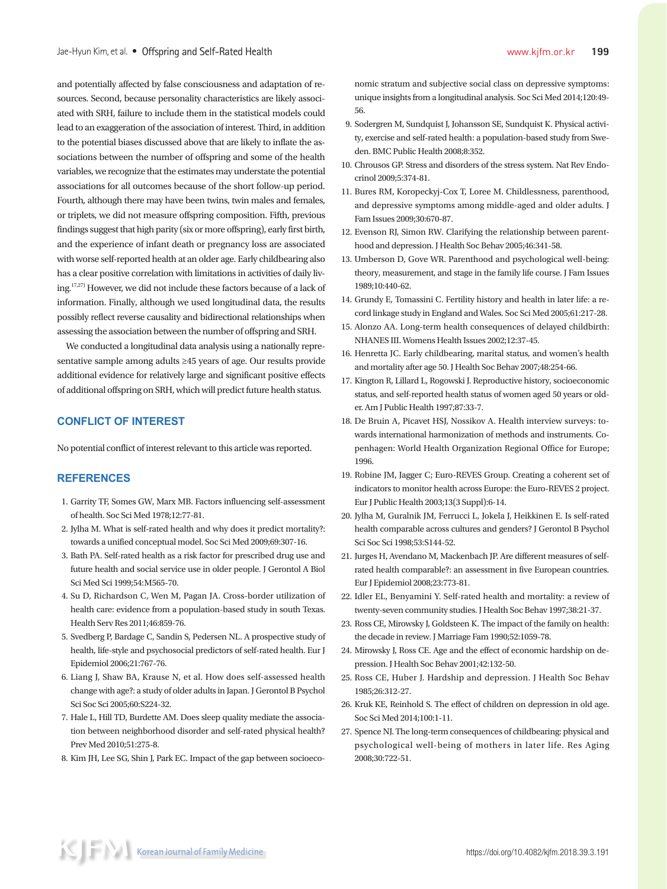and potentially affected by false consciousness and adaptation of resources. Second, because personality characteristics are likely associated with SRH, failure to include them in the statistical models could lead to an exaggeration of the association of interest. Third, in addition to the potential biases discussed above that are likely to inflate the associations between the number of offspring and some of the health variables, we recognize that the estimates may understate the potential associations for all outcomes because of the short follow-up period. Fourth, although there may have been twins, twin males and females, or triplets, we did not measure offspring composition. Fifth, previous findings suggest that high parity (six or more offspring), early first birth, and the experience of infant death or pregnancy loss are associated with worse self-reported health at an older age. Early childbearing also has a clear positive correlation with limitations in activities of daily living.[17,27] However, we did not include these factors because of a lack of information. Finally, although we used longitudinal data, the results possibly reflect reverse causality and bidirectional relationships when assessing the association between the number of offspring and SRH.

We conducted a longitudinal data analysis using a nationally representative sample among adults ≥45 years of age. Our results provide additional evidence for relatively large and significant positive effects of additional offspring on SRH, which will predict future health status.

## CONFLICT OF INTEREST

No potential conflict of interest relevant to this article was reported.

## REFERENCES

1. Garrity TF, Somes GW, Marx MB. Factors influencing self-assessment of health. Soc Sci Med 1978;12:77-81.
2. Jylha M. What is self-rated health and why does it predict mortality?: towards a unified conceptual model. Soc Sci Med 2009;69:307-16.
3. Bath PA. Self-rated health as a risk factor for prescribed drug use and future health and social service use in older people. J Gerontol A Biol Sci Med Sci 1999;54:M565-70.
4. Su D, Richardson C, Wen M, Pagan JA. Cross-border utilization of health care: evidence from a population-based study in south Texas. Health Serv Res 2011;46:859-76.
5. Svedberg P, Bardage C, Sandin S, Pedersen NL. A prospective study of health, life-style and psychosocial predictors of self-rated health. Eur J Epidemiol 2006;21:767-76.
6. Liang J, Shaw BA, Krause N, et al. How does self-assessed health change with age?: a study of older adults in Japan. J Gerontol B Psychol Sci Soc Sci 2005;60:S224-32.
7. Hale L, Hill TD, Burdette AM. Does sleep quality mediate the association between neighborhood disorder and self-rated physical health? Prev Med 2010;51:275-8.
8. Kim JH, Lee SG, Shin J, Park EC. Impact of the gap between socioeconomic stratum and subjective social class on depressive symptoms: unique insights from a longitudinal analysis. Soc Sci Med 2014;120:49-56.
9. Sodergren M, Sundquist J, Johansson SE, Sundquist K. Physical activity, exercise and self-rated health: a population-based study from Sweden. BMC Public Health 2008;8:352.
10. Chrousos GP. Stress and disorders of the stress system. Nat Rev Endocrinol 2009;5:374-81.
11. Bures RM, Koropeckyj-Cox T, Loree M. Childlessness, parenthood, and depressive symptoms among middle-aged and older adults. J Fam Issues 2009;30:670-87.
12. Evenson RJ, Simon RW. Clarifying the relationship between parenthood and depression. J Health Soc Behav 2005;46:341-58.
13. Umberson D, Gove WR. Parenthood and psychological well-being: theory, measurement, and stage in the family life course. J Fam Issues 1989;10:440-62.
14. Grundy E, Tomassini C. Fertility history and health in later life: a record linkage study in England and Wales. Soc Sci Med 2005;61:217-28.
15. Alonzo AA. Long-term health consequences of delayed childbirth: NHANES III. Womens Health Issues 2002;12:37-45.
16. Henretta JC. Early childbearing, marital status, and women's health and mortality after age 50. J Health Soc Behav 2007;48:254-66.
17. Kington R, Lillard L, Rogowski J. Reproductive history, socioeconomic status, and self-reported health status of women aged 50 years or older. Am J Public Health 1997;87:33-7.
18. De Bruin A, Picavet HSJ, Nossikov A. Health interview surveys: towards international harmonization of methods and instruments. Copenhagen: World Health Organization Regional Office for Europe; 1996.
19. Robine JM, Jagger C; Euro-REVES Group. Creating a coherent set of indicators to monitor health across Europe: the Euro-REVES 2 project. Eur J Public Health 2003;13(3 Suppl):6-14.
20. Jylha M, Guralnik JM, Ferrucci L, Jokela J, Heikkinen E. Is self-rated health comparable across cultures and genders? J Gerontol B Psychol Sci Soc Sci 1998;53:S144-52.
21. Jurges H, Avendano M, Mackenbach JP. Are different measures of self-rated health comparable?: an assessment in five European countries. Eur J Epidemiol 2008;23:773-81.
22. Idler EL, Benyamini Y. Self-rated health and mortality: a review of twenty-seven community studies. J Health Soc Behav 1997;38:21-37.
23. Ross CE, Mirowsky J, Goldsteen K. The impact of the family on health: the decade in review. J Marriage Fam 1990;52:1059-78.
24. Mirowsky J, Ross CE. Age and the effect of economic hardship on depression. J Health Soc Behav 2001;42:132-50.
25. Ross CE, Huber J. Hardship and depression. J Health Soc Behav 1985;26:312-27.
26. Kruk KE, Reinhold S. The effect of children on depression in old age. Soc Sci Med 2014;100:1-11.
27. Spence NJ. The long-term consequences of childbearing: physical and psychological well-being of mothers in later life. Res Aging 2008;30:722-51.